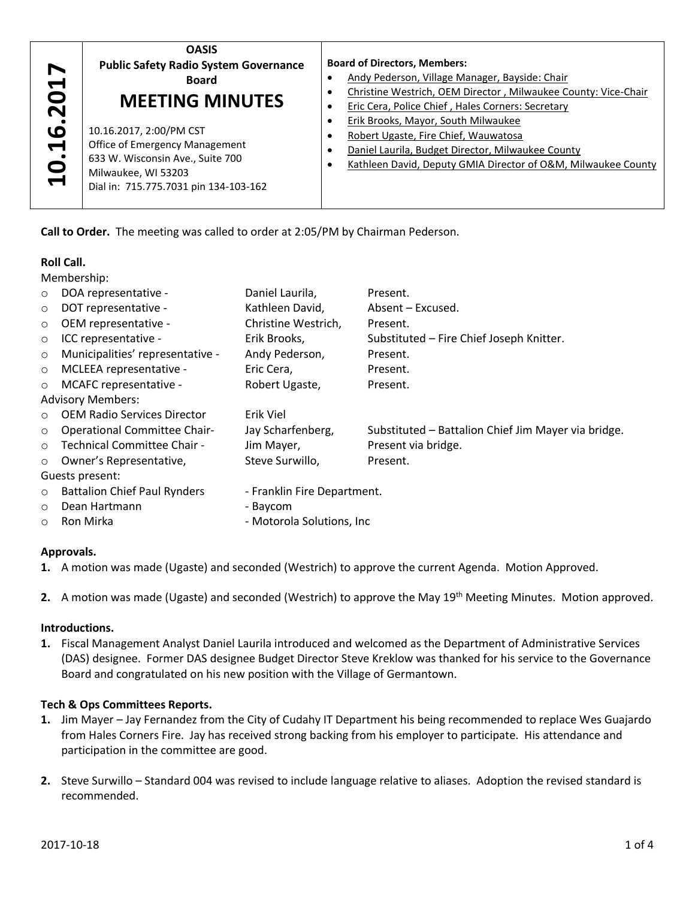**10.16.2017**

**OASIS**
**Public Safety Radio System Governance Board**

# MEETING MINUTES

10.16.2017, 2:00/PM CST
Office of Emergency Management
633 W. Wisconsin Ave., Suite 700
Milwaukee, WI 53203
Dial in: 715.775.7031 pin 134-103-162

**Board of Directors, Members:**

- Andy Pederson, Village Manager, Bayside: Chair
- Christine Westrich, OEM Director , Milwaukee County: Vice-Chair
- Eric Cera, Police Chief , Hales Corners: Secretary
- Erik Brooks, Mayor, South Milwaukee
- Robert Ugaste, Fire Chief, Wauwatosa
- Daniel Laurila, Budget Director, Milwaukee County
- Kathleen David, Deputy GMIA Director of O&M, Milwaukee County

**Call to Order.** The meeting was called to order at 2:05/PM by Chairman Pederson.

**Roll Call.**

Membership:

- DOA representative - Daniel Laurila, Present.
- DOT representative - Kathleen David, Absent – Excused.
- OEM representative - Christine Westrich, Present.
- ICC representative - Erik Brooks, Substituted – Fire Chief Joseph Knitter.
- Municipalities' representative - Andy Pederson, Present.
- MCLEEA representative - Eric Cera, Present.
- MCAFC representative - Robert Ugaste, Present.

Advisory Members:

- OEM Radio Services Director Erik Viel
- Operational Committee Chair- Jay Scharfenberg, Substituted – Battalion Chief Jim Mayer via bridge.
- Technical Committee Chair - Jim Mayer, Present via bridge.
- Owner's Representative, Steve Surwillo, Present.

Guests present:

- Battalion Chief Paul Rynders - Franklin Fire Department.
- Dean Hartmann - Baycom
- Ron Mirka - Motorola Solutions, Inc

**Approvals.**

1. A motion was made (Ugaste) and seconded (Westrich) to approve the current Agenda. Motion Approved.
2. A motion was made (Ugaste) and seconded (Westrich) to approve the May 19th Meeting Minutes. Motion approved.

**Introductions.**

1. Fiscal Management Analyst Daniel Laurila introduced and welcomed as the Department of Administrative Services (DAS) designee. Former DAS designee Budget Director Steve Kreklow was thanked for his service to the Governance Board and congratulated on his new position with the Village of Germantown.

**Tech & Ops Committees Reports.**

1. Jim Mayer – Jay Fernandez from the City of Cudahy IT Department his being recommended to replace Wes Guajardo from Hales Corners Fire. Jay has received strong backing from his employer to participate. His attendance and participation in the committee are good.
2. Steve Surwillo – Standard 004 was revised to include language relative to aliases. Adoption the revised standard is recommended.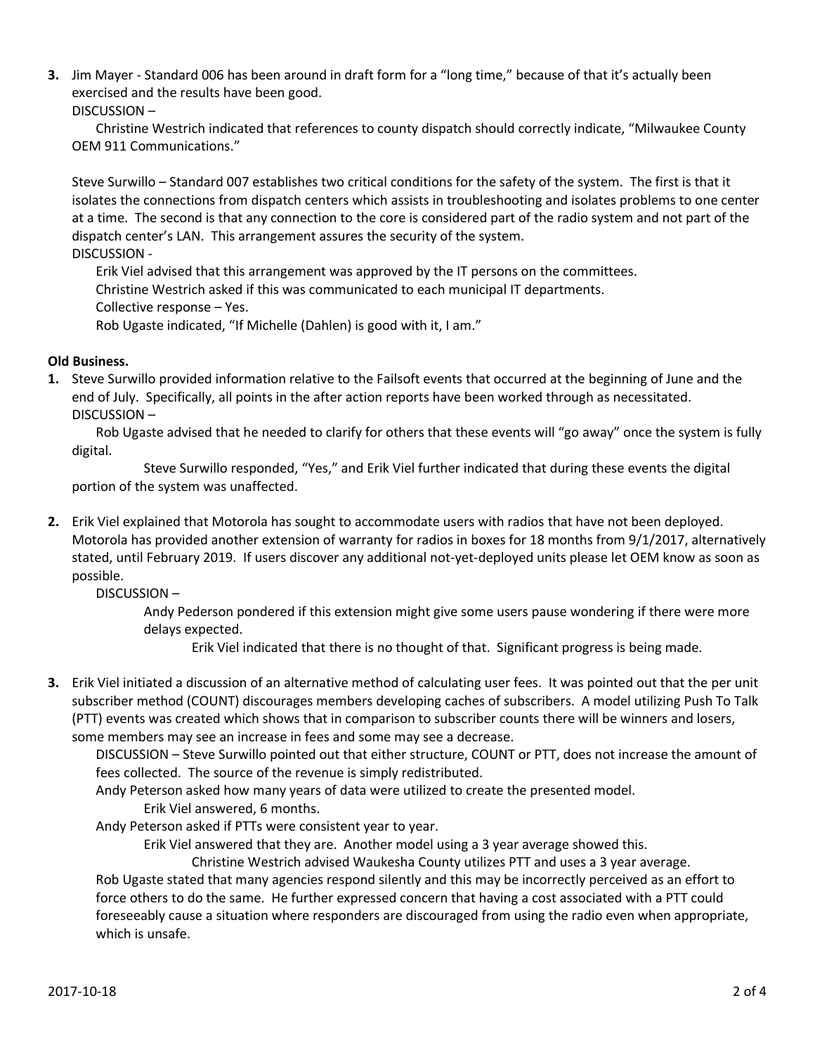**3.** Jim Mayer - Standard 006 has been around in draft form for a "long time," because of that it's actually been exercised and the results have been good.

DISCUSSION –

Christine Westrich indicated that references to county dispatch should correctly indicate, "Milwaukee County OEM 911 Communications."

Steve Surwillo – Standard 007 establishes two critical conditions for the safety of the system. The first is that it isolates the connections from dispatch centers which assists in troubleshooting and isolates problems to one center at a time. The second is that any connection to the core is considered part of the radio system and not part of the dispatch center's LAN. This arrangement assures the security of the system.

DISCUSSION -

Erik Viel advised that this arrangement was approved by the IT persons on the committees.

Christine Westrich asked if this was communicated to each municipal IT departments.

Collective response – Yes.

Rob Ugaste indicated, "If Michelle (Dahlen) is good with it, I am."

**Old Business.**

**1.** Steve Surwillo provided information relative to the Failsoft events that occurred at the beginning of June and the end of July. Specifically, all points in the after action reports have been worked through as necessitated.

DISCUSSION –

Rob Ugaste advised that he needed to clarify for others that these events will "go away" once the system is fully digital.

Steve Surwillo responded, "Yes," and Erik Viel further indicated that during these events the digital portion of the system was unaffected.

**2.** Erik Viel explained that Motorola has sought to accommodate users with radios that have not been deployed. Motorola has provided another extension of warranty for radios in boxes for 18 months from 9/1/2017, alternatively stated, until February 2019. If users discover any additional not-yet-deployed units please let OEM know as soon as possible.

DISCUSSION –

Andy Pederson pondered if this extension might give some users pause wondering if there were more delays expected.

Erik Viel indicated that there is no thought of that. Significant progress is being made.

**3.** Erik Viel initiated a discussion of an alternative method of calculating user fees. It was pointed out that the per unit subscriber method (COUNT) discourages members developing caches of subscribers. A model utilizing Push To Talk (PTT) events was created which shows that in comparison to subscriber counts there will be winners and losers, some members may see an increase in fees and some may see a decrease.

DISCUSSION – Steve Surwillo pointed out that either structure, COUNT or PTT, does not increase the amount of fees collected. The source of the revenue is simply redistributed.

Andy Peterson asked how many years of data were utilized to create the presented model.

Erik Viel answered, 6 months.

Andy Peterson asked if PTTs were consistent year to year.

Erik Viel answered that they are. Another model using a 3 year average showed this.

Christine Westrich advised Waukesha County utilizes PTT and uses a 3 year average.

Rob Ugaste stated that many agencies respond silently and this may be incorrectly perceived as an effort to force others to do the same. He further expressed concern that having a cost associated with a PTT could foreseeably cause a situation where responders are discouraged from using the radio even when appropriate, which is unsafe.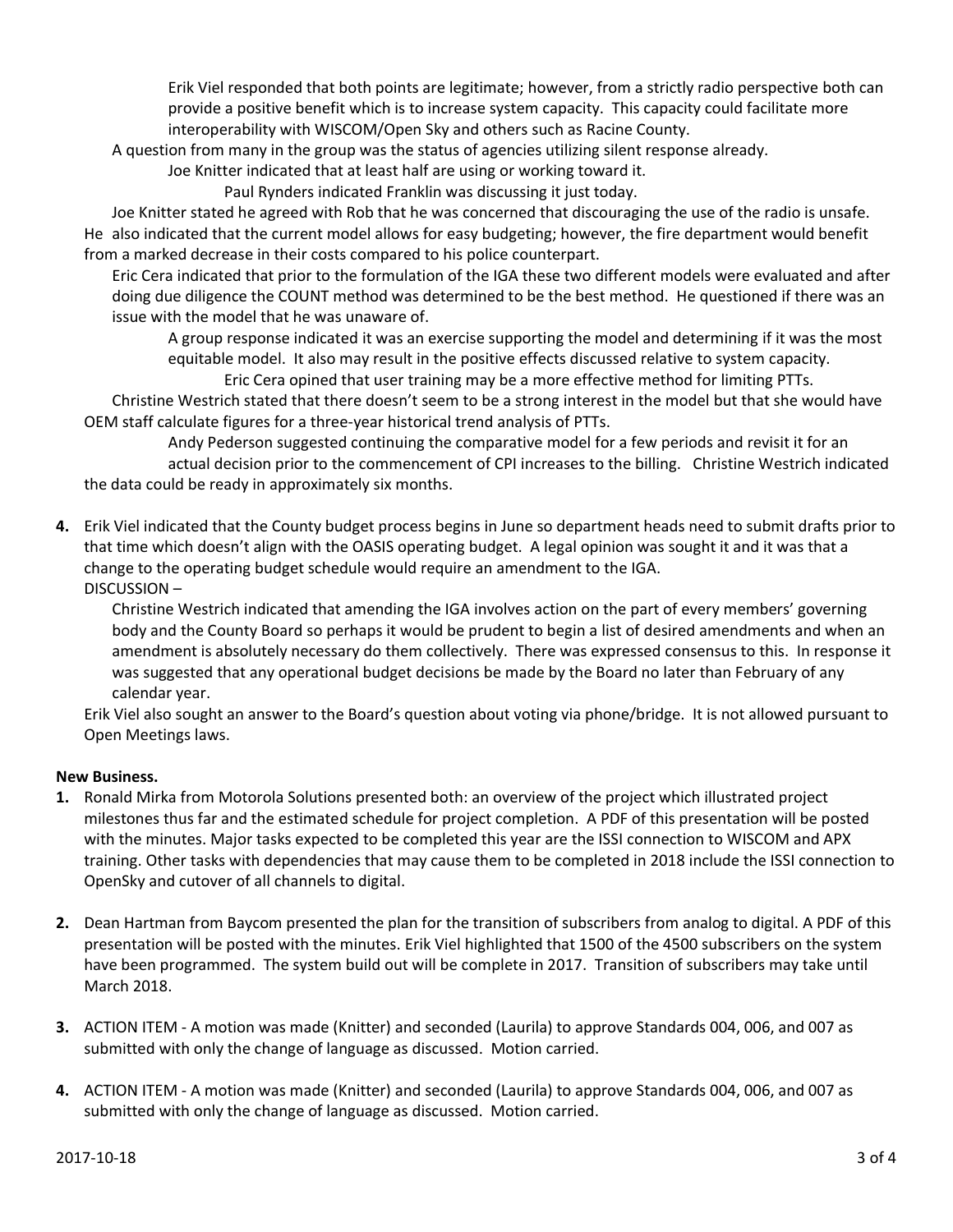Erik Viel responded that both points are legitimate; however, from a strictly radio perspective both can provide a positive benefit which is to increase system capacity. This capacity could facilitate more interoperability with WISCOM/Open Sky and others such as Racine County.

A question from many in the group was the status of agencies utilizing silent response already.

Joe Knitter indicated that at least half are using or working toward it.

Paul Rynders indicated Franklin was discussing it just today.

Joe Knitter stated he agreed with Rob that he was concerned that discouraging the use of the radio is unsafe. He also indicated that the current model allows for easy budgeting; however, the fire department would benefit from a marked decrease in their costs compared to his police counterpart.

Eric Cera indicated that prior to the formulation of the IGA these two different models were evaluated and after doing due diligence the COUNT method was determined to be the best method. He questioned if there was an issue with the model that he was unaware of.

A group response indicated it was an exercise supporting the model and determining if it was the most equitable model. It also may result in the positive effects discussed relative to system capacity.

Eric Cera opined that user training may be a more effective method for limiting PTTs.

Christine Westrich stated that there doesn't seem to be a strong interest in the model but that she would have OEM staff calculate figures for a three-year historical trend analysis of PTTs.

Andy Pederson suggested continuing the comparative model for a few periods and revisit it for an actual decision prior to the commencement of CPI increases to the billing. Christine Westrich indicated the data could be ready in approximately six months.

4. Erik Viel indicated that the County budget process begins in June so department heads need to submit drafts prior to that time which doesn't align with the OASIS operating budget. A legal opinion was sought it and it was that a change to the operating budget schedule would require an amendment to the IGA.
   DISCUSSION –

   Christine Westrich indicated that amending the IGA involves action on the part of every members' governing body and the County Board so perhaps it would be prudent to begin a list of desired amendments and when an amendment is absolutely necessary do them collectively. There was expressed consensus to this. In response it was suggested that any operational budget decisions be made by the Board no later than February of any calendar year.

   Erik Viel also sought an answer to the Board's question about voting via phone/bridge. It is not allowed pursuant to Open Meetings laws.

**New Business.**

1. Ronald Mirka from Motorola Solutions presented both: an overview of the project which illustrated project milestones thus far and the estimated schedule for project completion. A PDF of this presentation will be posted with the minutes. Major tasks expected to be completed this year are the ISSI connection to WISCOM and APX training. Other tasks with dependencies that may cause them to be completed in 2018 include the ISSI connection to OpenSky and cutover of all channels to digital.

2. Dean Hartman from Baycom presented the plan for the transition of subscribers from analog to digital. A PDF of this presentation will be posted with the minutes. Erik Viel highlighted that 1500 of the 4500 subscribers on the system have been programmed. The system build out will be complete in 2017. Transition of subscribers may take until March 2018.

3. ACTION ITEM - A motion was made (Knitter) and seconded (Laurila) to approve Standards 004, 006, and 007 as submitted with only the change of language as discussed. Motion carried.

4. ACTION ITEM - A motion was made (Knitter) and seconded (Laurila) to approve Standards 004, 006, and 007 as submitted with only the change of language as discussed. Motion carried.

2017-10-18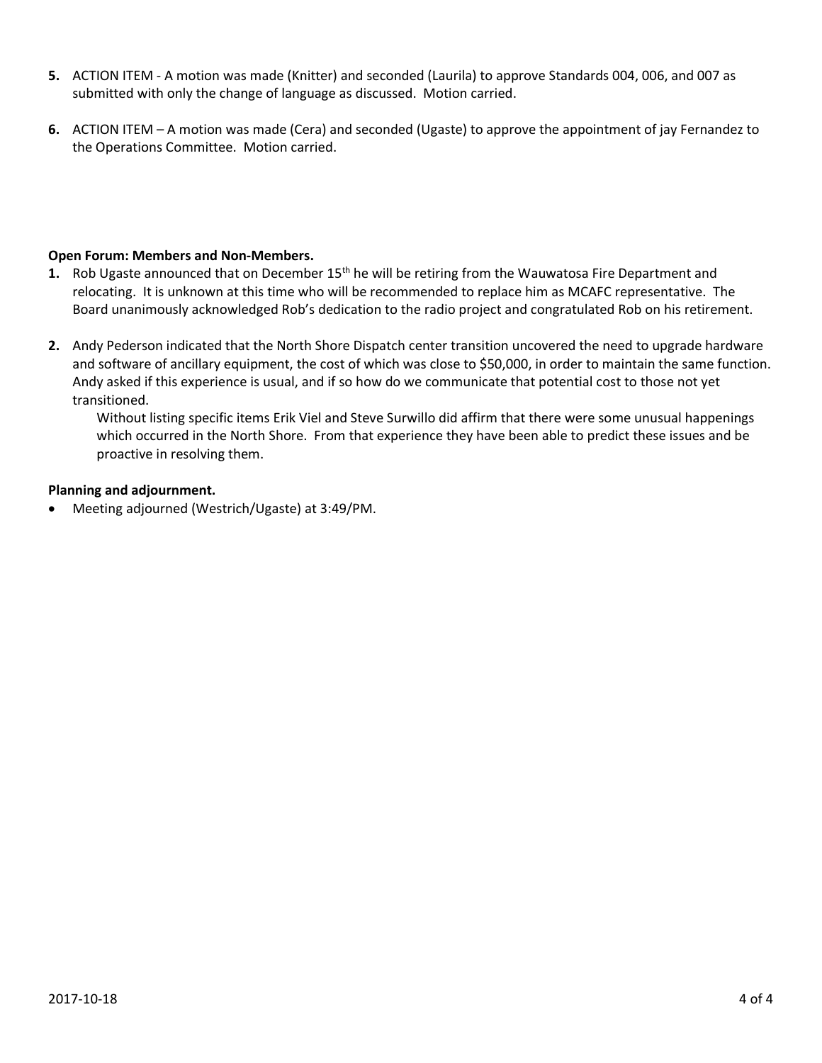5. ACTION ITEM - A motion was made (Knitter) and seconded (Laurila) to approve Standards 004, 006, and 007 as submitted with only the change of language as discussed. Motion carried.

6. ACTION ITEM – A motion was made (Cera) and seconded (Ugaste) to approve the appointment of jay Fernandez to the Operations Committee. Motion carried.

**Open Forum: Members and Non-Members.**

1. Rob Ugaste announced that on December 15th he will be retiring from the Wauwatosa Fire Department and relocating. It is unknown at this time who will be recommended to replace him as MCAFC representative. The Board unanimously acknowledged Rob's dedication to the radio project and congratulated Rob on his retirement.

2. Andy Pederson indicated that the North Shore Dispatch center transition uncovered the need to upgrade hardware and software of ancillary equipment, the cost of which was close to $50,000, in order to maintain the same function. Andy asked if this experience is usual, and if so how do we communicate that potential cost to those not yet transitioned.

   Without listing specific items Erik Viel and Steve Surwillo did affirm that there were some unusual happenings which occurred in the North Shore. From that experience they have been able to predict these issues and be proactive in resolving them.

**Planning and adjournment.**

- Meeting adjourned (Westrich/Ugaste) at 3:49/PM.